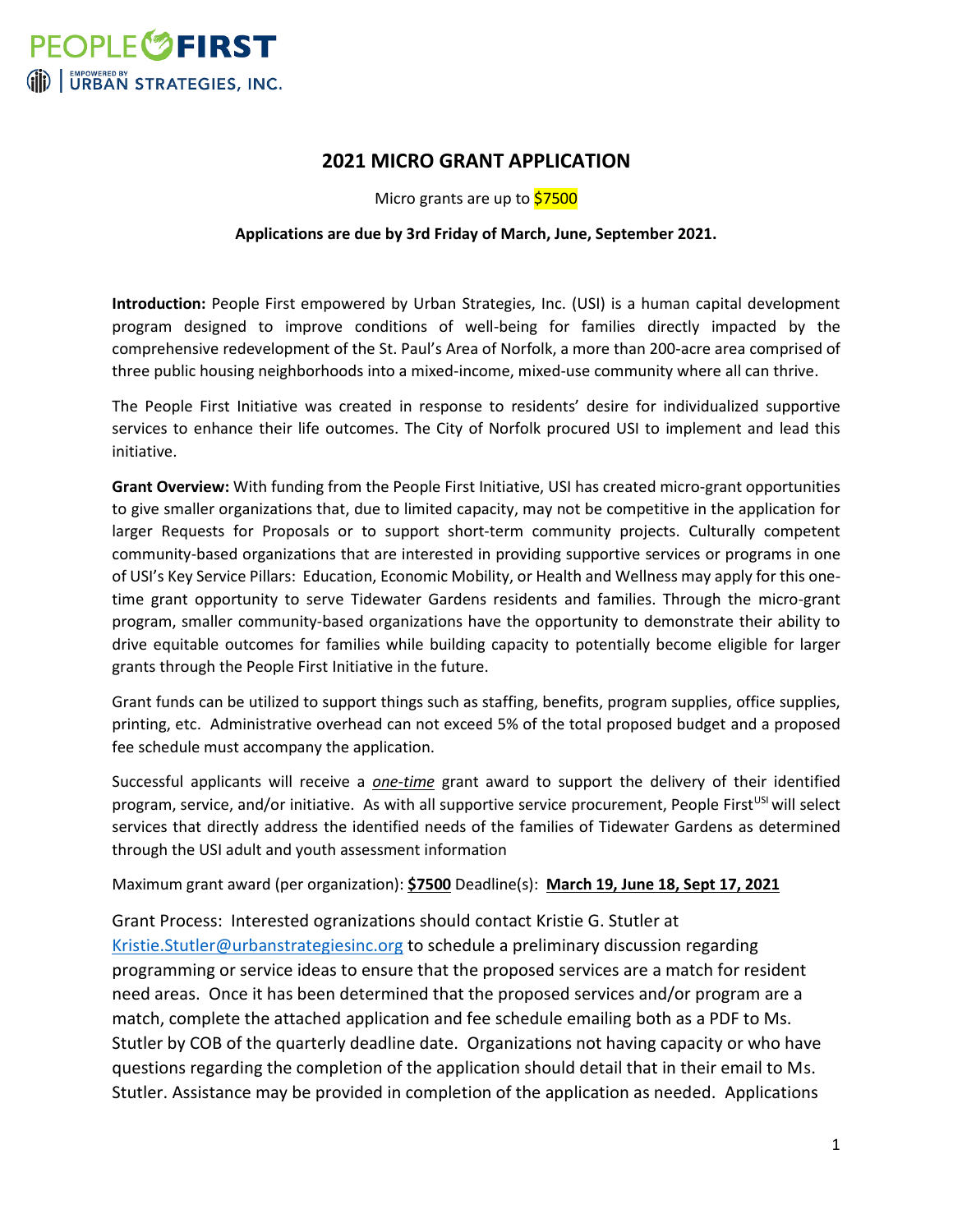PEOPLE FIRST
EMPOWERED BY URBAN STRATEGIES, INC.

# 2021 MICRO GRANT APPLICATION

Micro grants are up to $7500

**Applications are due by 3rd Friday of March, June, September 2021.**

**Introduction:** People First empowered by Urban Strategies, Inc. (USI) is a human capital development program designed to improve conditions of well-being for families directly impacted by the comprehensive redevelopment of the St. Paul's Area of Norfolk, a more than 200-acre area comprised of three public housing neighborhoods into a mixed-income, mixed-use community where all can thrive.

The People First Initiative was created in response to residents' desire for individualized supportive services to enhance their life outcomes. The City of Norfolk procured USI to implement and lead this initiative.

**Grant Overview:** With funding from the People First Initiative, USI has created micro-grant opportunities to give smaller organizations that, due to limited capacity, may not be competitive in the application for larger Requests for Proposals or to support short-term community projects. Culturally competent community-based organizations that are interested in providing supportive services or programs in one of USI's Key Service Pillars: Education, Economic Mobility, or Health and Wellness may apply for this one-time grant opportunity to serve Tidewater Gardens residents and families. Through the micro-grant program, smaller community-based organizations have the opportunity to demonstrate their ability to drive equitable outcomes for families while building capacity to potentially become eligible for larger grants through the People First Initiative in the future.

Grant funds can be utilized to support things such as staffing, benefits, program supplies, office supplies, printing, etc. Administrative overhead can not exceed 5% of the total proposed budget and a proposed fee schedule must accompany the application.

Successful applicants will receive a ***one-time*** grant award to support the delivery of their identified program, service, and/or initiative. As with all supportive service procurement, People First[USI] will select services that directly address the identified needs of the families of Tidewater Gardens as determined through the USI adult and youth assessment information

Maximum grant award (per organization): **$7500** Deadline(s): **March 19, June 18, Sept 17, 2021**

Grant Process: Interested ogranizations should contact Kristie G. Stutler at Kristie.Stutler@urbanstrategiesinc.org to schedule a preliminary discussion regarding programming or service ideas to ensure that the proposed services are a match for resident need areas. Once it has been determined that the proposed services and/or program are a match, complete the attached application and fee schedule emailing both as a PDF to Ms. Stutler by COB of the quarterly deadline date. Organizations not having capacity or who have questions regarding the completion of the application should detail that in their email to Ms. Stutler. Assistance may be provided in completion of the application as needed. Applications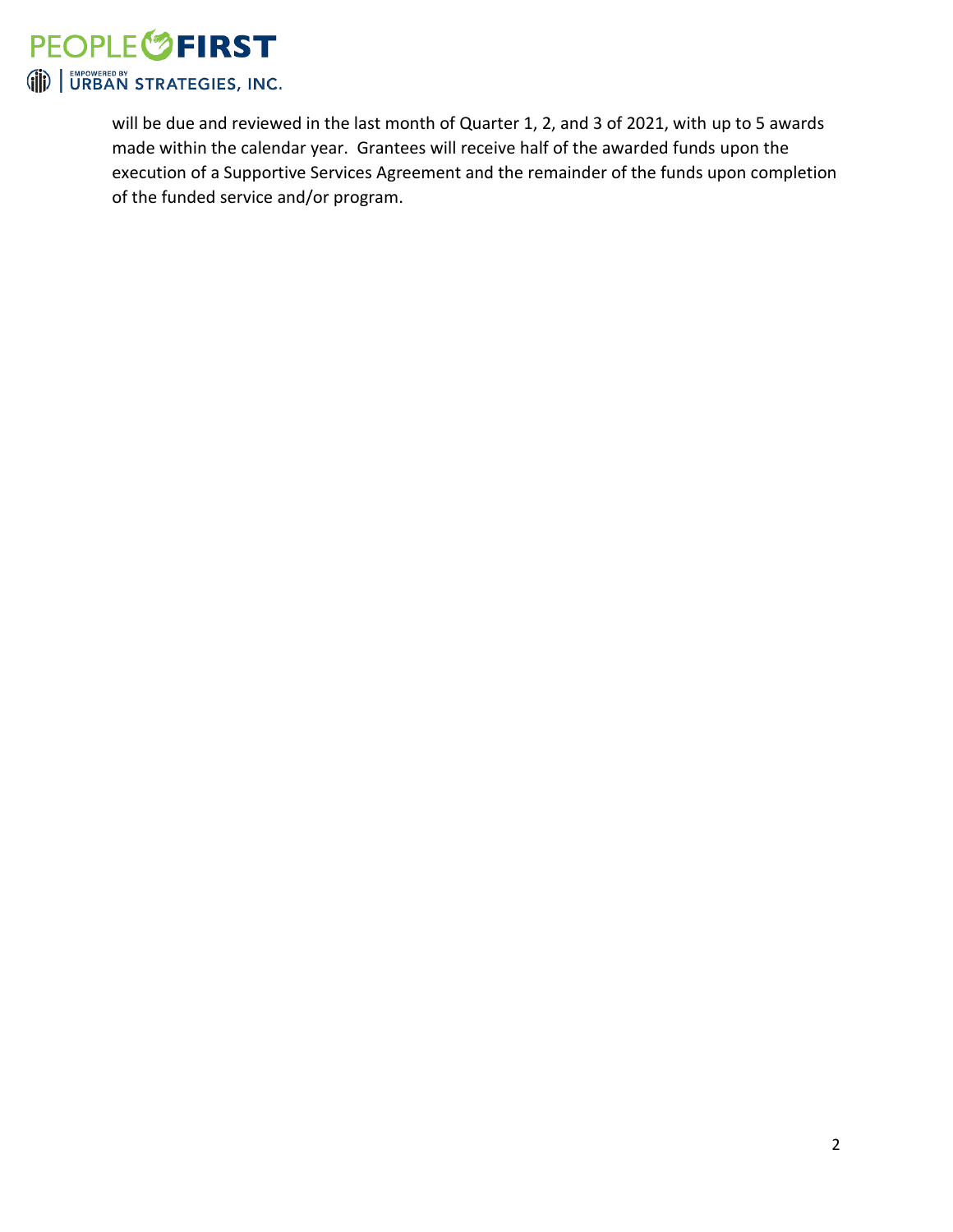will be due and reviewed in the last month of Quarter 1, 2, and 3 of 2021, with up to 5 awards made within the calendar year. Grantees will receive half of the awarded funds upon the execution of a Supportive Services Agreement and the remainder of the funds upon completion of the funded service and/or program.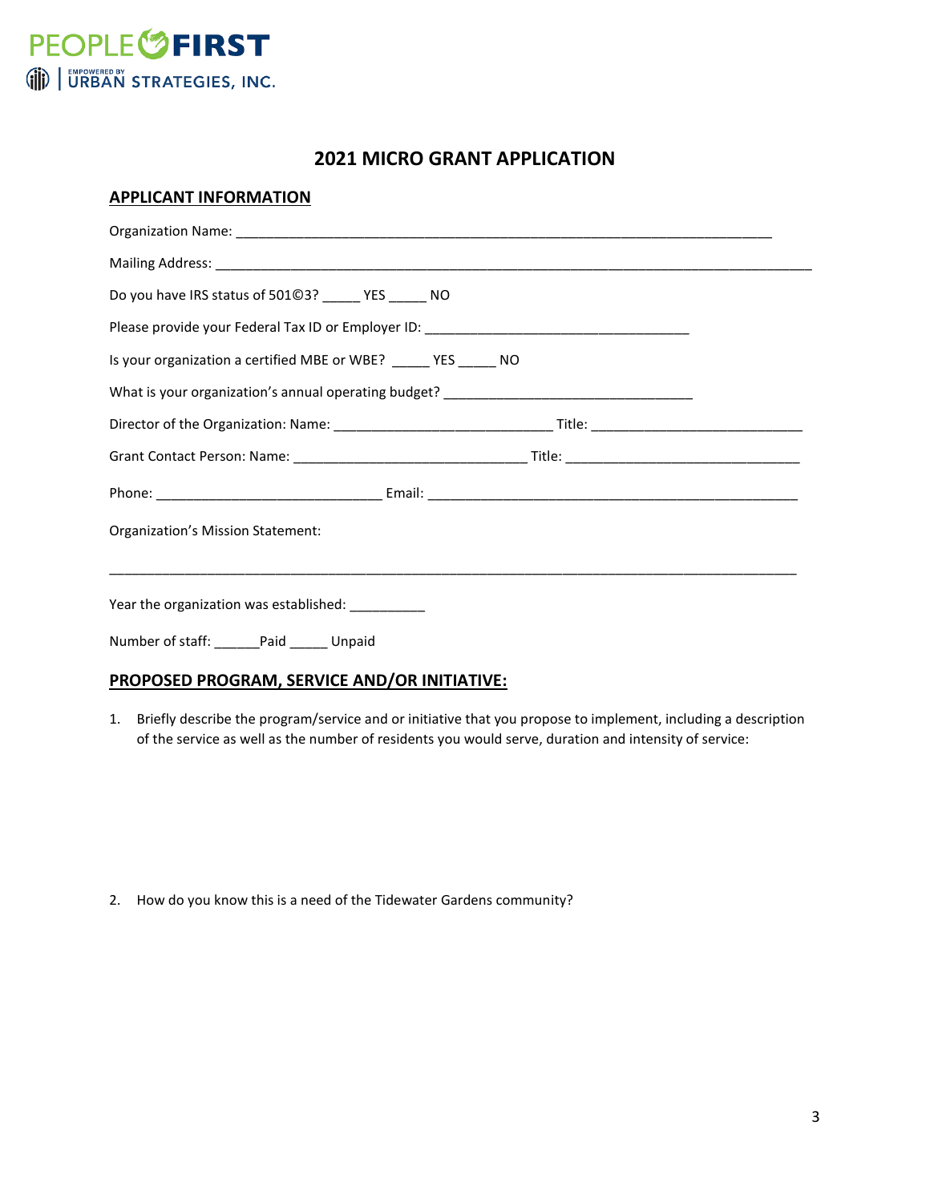# 2021 MICRO GRANT APPLICATION

## APPLICANT INFORMATION

Organization Name: ___________________________________________________________________________

Mailing Address: ___________________________________________________________________________________

Do you have IRS status of 501©3? _____ YES _____ NO

Please provide your Federal Tax ID or Employer ID: ____________________________________

Is your organization a certified MBE or WBE? _____ YES _____ NO

What is your organization's annual operating budget? _________________________________

Director of the Organization: Name: ______________________________ Title: ____________________________

Grant Contact Person: Name: ________________________________ Title: ________________________________

Phone: ______________________________ Email: __________________________________________________

Organization's Mission Statement:

_____________________________________________________________________________________________

Year the organization was established: __________

Number of staff: ______Paid _____ Unpaid

## PROPOSED PROGRAM, SERVICE AND/OR INITIATIVE:

1. Briefly describe the program/service and or initiative that you propose to implement, including a description of the service as well as the number of residents you would serve, duration and intensity of service:

2. How do you know this is a need of the Tidewater Gardens community?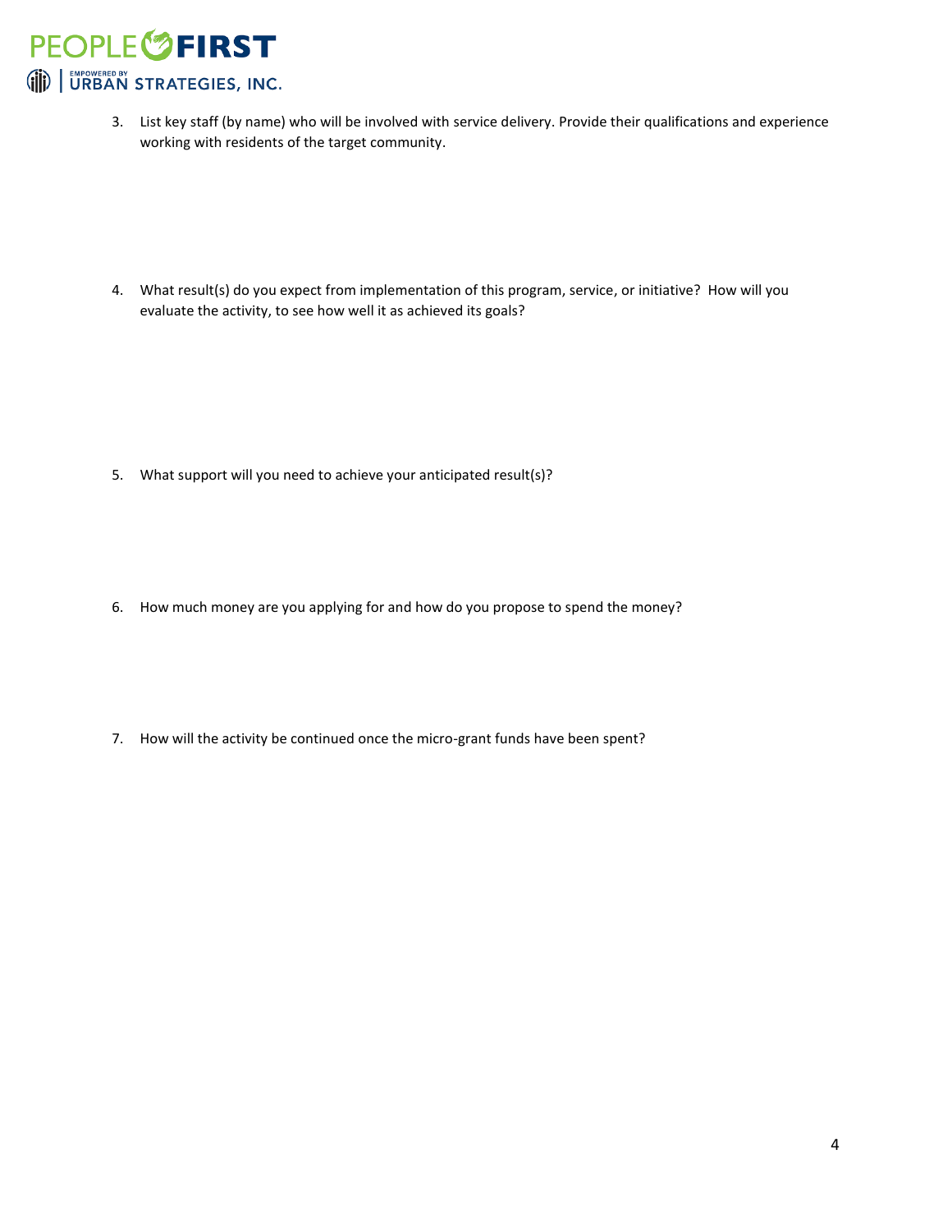3. List key staff (by name) who will be involved with service delivery. Provide their qualifications and experience working with residents of the target community.

4. What result(s) do you expect from implementation of this program, service, or initiative? How will you evaluate the activity, to see how well it as achieved its goals?

5. What support will you need to achieve your anticipated result(s)?

6. How much money are you applying for and how do you propose to spend the money?

7. How will the activity be continued once the micro-grant funds have been spent?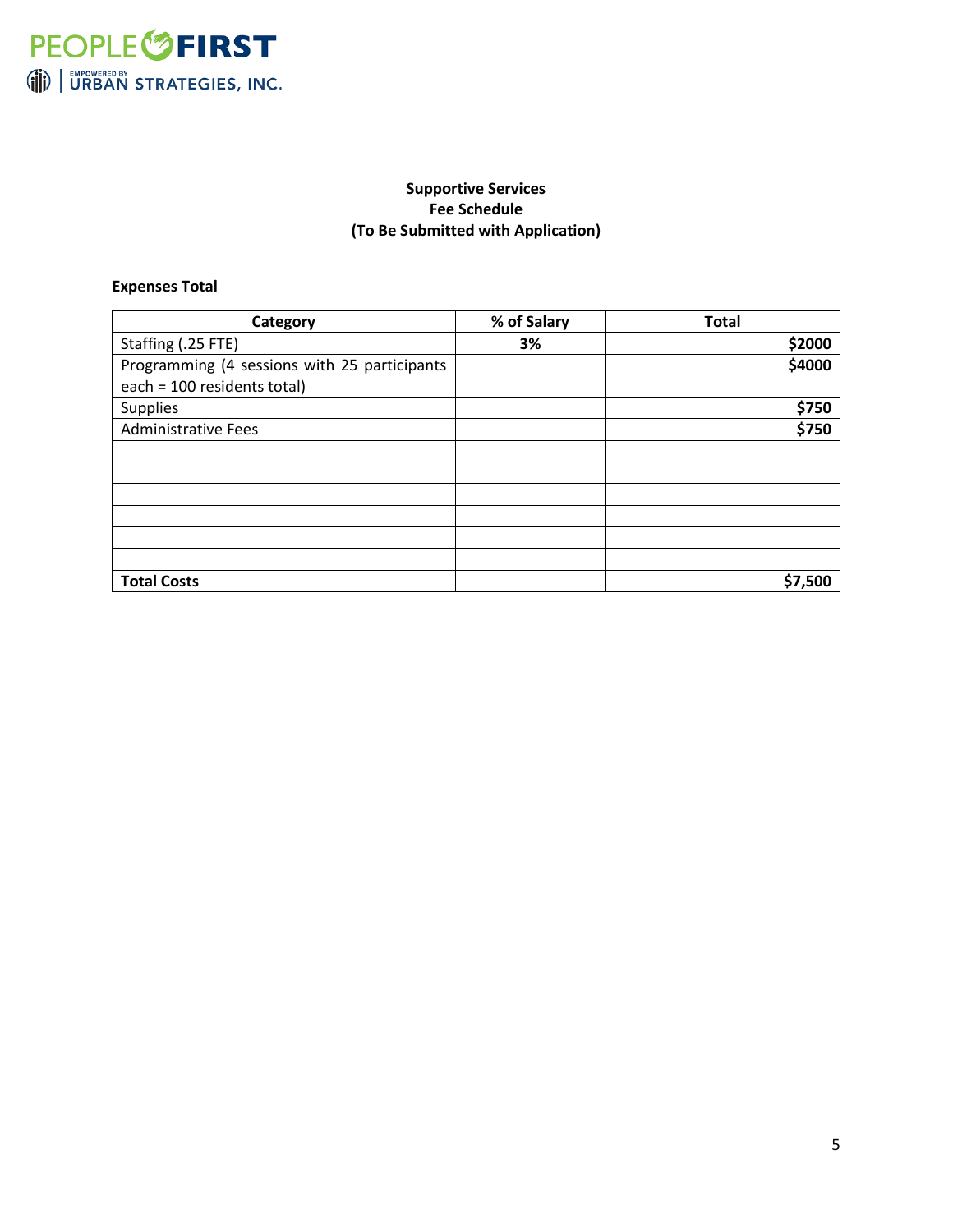**Supportive Services**
**Fee Schedule**
**(To Be Submitted with Application)**

**Expenses Total**

| Category | % of Salary | Total |
|---|---|---|
| Staffing (.25 FTE) | **3%** | **$2000** |
| Programming (4 sessions with 25 participants each = 100 residents total) | | **$4000** |
| Supplies | | **$750** |
| Administrative Fees | | **$750** |
| | | |
| | | |
| | | |
| | | |
| | | |
| | | |
| **Total Costs** | | **$7,500** |